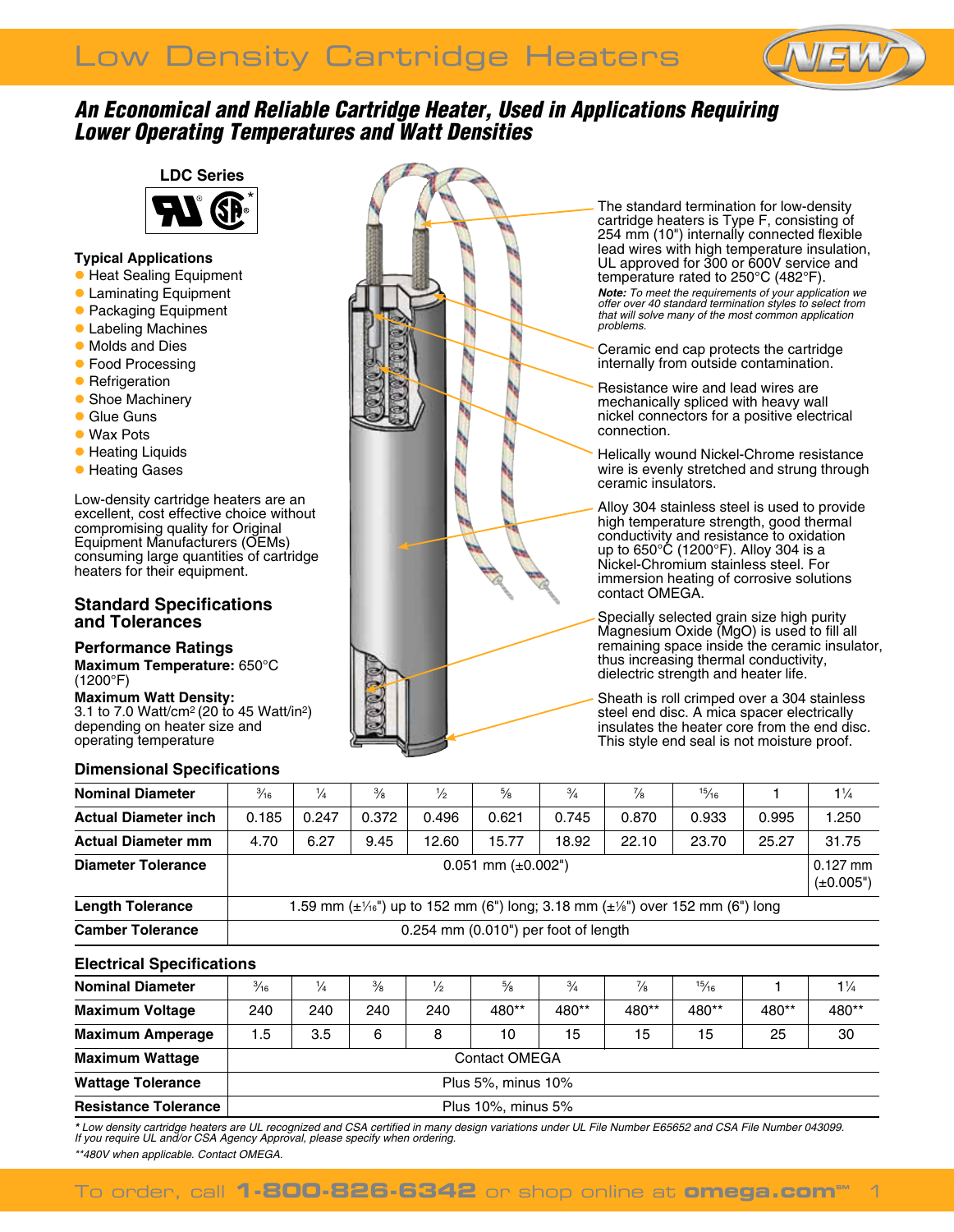# Low Density Cartridge Heaters

## An Economical and Reliable Cartridge Heater, Used in Applications Requiring Lower Operating Temperatures and Watt Densities

**LDC Series**

### Typical Applications

- Heat Sealing Equipment
- Laminating Equipment
- Packaging Equipment
- Labeling Machines
- Molds and Dies
- Food Processing
- Refrigeration
- Shoe Machinery
- Glue Guns
- Wax Pots
- Heating Liquids
- Heating Gases

Low-density cartridge heaters are an excellent, cost effective choice without compromising quality for Original Equipment Manufacturers (OEMs) consuming large quantities of cartridge heaters for their equipment.

The standard termination for low-density cartridge heaters is Type F, consisting of 254 mm (10") internally connected flexible lead wires with high temperature insulation, UL approved for 300 or 600V service and temperature rated to 250°C (482°F).

*Note: To meet the requirements of your application we offer over 40 standard termination styles to select from that will solve many of the most common application problems.*

Ceramic end cap protects the cartridge internally from outside contamination.

Resistance wire and lead wires are mechanically spliced with heavy wall nickel connectors for a positive electrical connection.

Helically wound Nickel-Chrome resistance wire is evenly stretched and strung through ceramic insulators.

Alloy 304 stainless steel is used to provide high temperature strength, good thermal conductivity and resistance to oxidation up to 650°C (1200°F). Alloy 304 is a Nickel-Chromium stainless steel. For immersion heating of corrosive solutions contact OMEGA.

Specially selected grain size high purity Magnesium Oxide (MgO) is used to fill all remaining space inside the ceramic insulator, thus increasing thermal conductivity, dielectric strength and heater life.

Sheath is roll crimped over a 304 stainless steel end disc. A mica spacer electrically insulates the heater core from the end disc. This style end seal is not moisture proof.

## Standard Specifications and Tolerances

### Performance Ratings

**Maximum Temperature:** 650°C (1200°F)

**Maximum Watt Density:** 3.1 to 7.0 Watt/cm$^2$ (20 to 45 Watt/in$^2$) depending on heater size and operating temperature

### Dimensional Specifications

| Nominal Diameter | 3⁄16 | 1⁄4 | 3⁄8 | 1⁄2 | 5⁄8 | 3⁄4 | 7⁄8 | 15⁄16 | 1 | 1¼ |
|---|---|---|---|---|---|---|---|---|---|---|
| **Actual Diameter inch** | 0.185 | 0.247 | 0.372 | 0.496 | 0.621 | 0.745 | 0.870 | 0.933 | 0.995 | 1.250 |
| **Actual Diameter mm** | 4.70 | 6.27 | 9.45 | 12.60 | 15.77 | 18.92 | 22.10 | 23.70 | 25.27 | 31.75 |
| **Diameter Tolerance** | 0.051 mm (±0.002") | | | | | | | | | 0.127 mm (±0.005") |
| **Length Tolerance** | 1.59 mm (±1⁄16") up to 152 mm (6") long; 3.18 mm (±1⁄8") over 152 mm (6") long | | | | | | | | | |
| **Camber Tolerance** | 0.254 mm (0.010") per foot of length | | | | | | | | | |

### Electrical Specifications

| Nominal Diameter | 3⁄16 | 1⁄4 | 3⁄8 | 1⁄2 | 5⁄8 | 3⁄4 | 7⁄8 | 15⁄16 | 1 | 1¼ |
|---|---|---|---|---|---|---|---|---|---|---|
| **Maximum Voltage** | 240 | 240 | 240 | 240 | 480** | 480** | 480** | 480** | 480** | 480** |
| **Maximum Amperage** | 1.5 | 3.5 | 6 | 8 | 10 | 15 | 15 | 15 | 25 | 30 |
| **Maximum Wattage** | Contact OMEGA | | | | | | | | | |
| **Wattage Tolerance** | Plus 5%, minus 10% | | | | | | | | | |
| **Resistance Tolerance** | Plus 10%, minus 5% | | | | | | | | | |

*\* Low density cartridge heaters are UL recognized and CSA certified in many design variations under UL File Number E65652 and CSA File Number 043099. If you require UL and/or CSA Agency Approval, please specify when ordering.*

*\*\*480V when applicable. Contact OMEGA.*

To order, call **1-800-826-6342** or shop online at **omega.com**℠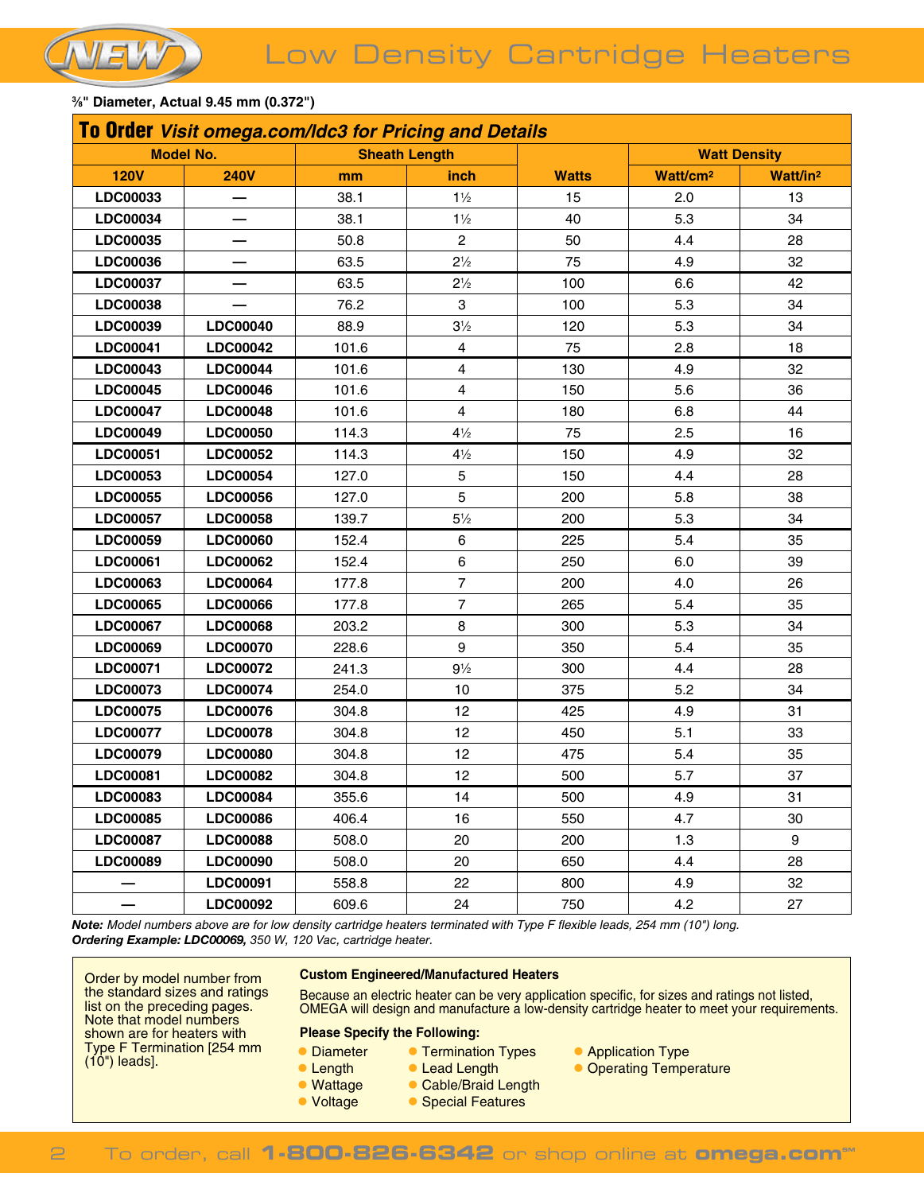# Low Density Cartridge Heaters

**⅜" Diameter, Actual 9.45 mm (0.372")**

**To Order** *Visit omega.com/ldc3 for Pricing and Details*

| Model No. | | Sheath Length | | | Watt Density | |
|---|---|---|---|---|---|---|
| 120V | 240V | mm | inch | Watts | Watt/cm² | Watt/in² |
| LDC00033 | — | 38.1 | 1½ | 15 | 2.0 | 13 |
| LDC00034 | — | 38.1 | 1½ | 40 | 5.3 | 34 |
| LDC00035 | — | 50.8 | 2 | 50 | 4.4 | 28 |
| LDC00036 | — | 63.5 | 2½ | 75 | 4.9 | 32 |
| LDC00037 | — | 63.5 | 2½ | 100 | 6.6 | 42 |
| LDC00038 | — | 76.2 | 3 | 100 | 5.3 | 34 |
| LDC00039 | LDC00040 | 88.9 | 3½ | 120 | 5.3 | 34 |
| LDC00041 | LDC00042 | 101.6 | 4 | 75 | 2.8 | 18 |
| LDC00043 | LDC00044 | 101.6 | 4 | 130 | 4.9 | 32 |
| LDC00045 | LDC00046 | 101.6 | 4 | 150 | 5.6 | 36 |
| LDC00047 | LDC00048 | 101.6 | 4 | 180 | 6.8 | 44 |
| LDC00049 | LDC00050 | 114.3 | 4½ | 75 | 2.5 | 16 |
| LDC00051 | LDC00052 | 114.3 | 4½ | 150 | 4.9 | 32 |
| LDC00053 | LDC00054 | 127.0 | 5 | 150 | 4.4 | 28 |
| LDC00055 | LDC00056 | 127.0 | 5 | 200 | 5.8 | 38 |
| LDC00057 | LDC00058 | 139.7 | 5½ | 200 | 5.3 | 34 |
| LDC00059 | LDC00060 | 152.4 | 6 | 225 | 5.4 | 35 |
| LDC00061 | LDC00062 | 152.4 | 6 | 250 | 6.0 | 39 |
| LDC00063 | LDC00064 | 177.8 | 7 | 200 | 4.0 | 26 |
| LDC00065 | LDC00066 | 177.8 | 7 | 265 | 5.4 | 35 |
| LDC00067 | LDC00068 | 203.2 | 8 | 300 | 5.3 | 34 |
| LDC00069 | LDC00070 | 228.6 | 9 | 350 | 5.4 | 35 |
| LDC00071 | LDC00072 | 241.3 | 9½ | 300 | 4.4 | 28 |
| LDC00073 | LDC00074 | 254.0 | 10 | 375 | 5.2 | 34 |
| LDC00075 | LDC00076 | 304.8 | 12 | 425 | 4.9 | 31 |
| LDC00077 | LDC00078 | 304.8 | 12 | 450 | 5.1 | 33 |
| LDC00079 | LDC00080 | 304.8 | 12 | 475 | 5.4 | 35 |
| LDC00081 | LDC00082 | 304.8 | 12 | 500 | 5.7 | 37 |
| LDC00083 | LDC00084 | 355.6 | 14 | 500 | 4.9 | 31 |
| LDC00085 | LDC00086 | 406.4 | 16 | 550 | 4.7 | 30 |
| LDC00087 | LDC00088 | 508.0 | 20 | 200 | 1.3 | 9 |
| LDC00089 | LDC00090 | 508.0 | 20 | 650 | 4.4 | 28 |
| — | LDC00091 | 558.8 | 22 | 800 | 4.9 | 32 |
| — | LDC00092 | 609.6 | 24 | 750 | 4.2 | 27 |

***Note:*** *Model numbers above are for low density cartridge heaters terminated with Type F flexible leads, 254 mm (10") long.*
***Ordering Example: LDC00069,*** *350 W, 120 Vac, cartridge heater.*

Order by model number from the standard sizes and ratings list on the preceding pages. Note that model numbers shown are for heaters with Type F Termination [254 mm (10") leads].

**Custom Engineered/Manufactured Heaters**

Because an electric heater can be very application specific, for sizes and ratings not listed, OMEGA will design and manufacture a low-density cartridge heater to meet your requirements.

**Please Specify the Following:**

- Diameter
- Length
- Wattage
- Voltage
- Termination Types
- Lead Length
- Cable/Braid Length
- Special Features
- Application Type
- Operating Temperature

To order, call **1-800-826-6342** or shop online at **omega.com**℠